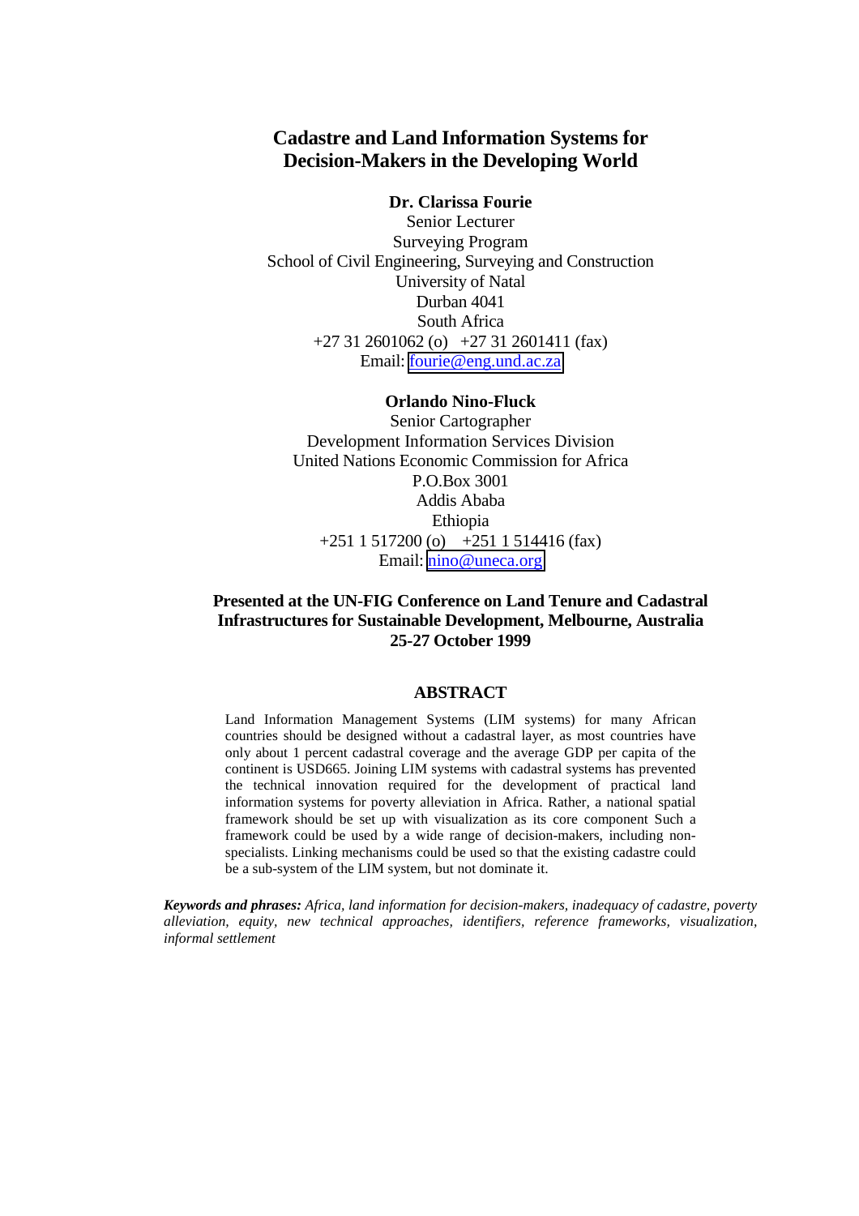# Cadastre and Land Information Systems for Decision-Makers in the Developing World

**Dr. Clarissa Fourie**
Senior Lecturer
Surveying Program
School of Civil Engineering, Surveying and Construction
University of Natal
Durban 4041
South Africa
+27 31 2601062 (o) +27 31 2601411 (fax)
Email: fourie@eng.und.ac.za

**Orlando Nino-Fluck**
Senior Cartographer
Development Information Services Division
United Nations Economic Commission for Africa
P.O.Box 3001
Addis Ababa
Ethiopia
+251 1 517200 (o) +251 1 514416 (fax)
Email: nino@uneca.org

**Presented at the UN-FIG Conference on Land Tenure and Cadastral Infrastructures for Sustainable Development, Melbourne, Australia 25-27 October 1999**

## ABSTRACT

Land Information Management Systems (LIM systems) for many African countries should be designed without a cadastral layer, as most countries have only about 1 percent cadastral coverage and the average GDP per capita of the continent is USD665. Joining LIM systems with cadastral systems has prevented the technical innovation required for the development of practical land information systems for poverty alleviation in Africa. Rather, a national spatial framework should be set up with visualization as its core component Such a framework could be used by a wide range of decision-makers, including non-specialists. Linking mechanisms could be used so that the existing cadastre could be a sub-system of the LIM system, but not dominate it.

***Keywords and phrases:*** *Africa, land information for decision-makers, inadequacy of cadastre, poverty alleviation, equity, new technical approaches, identifiers, reference frameworks, visualization, informal settlement*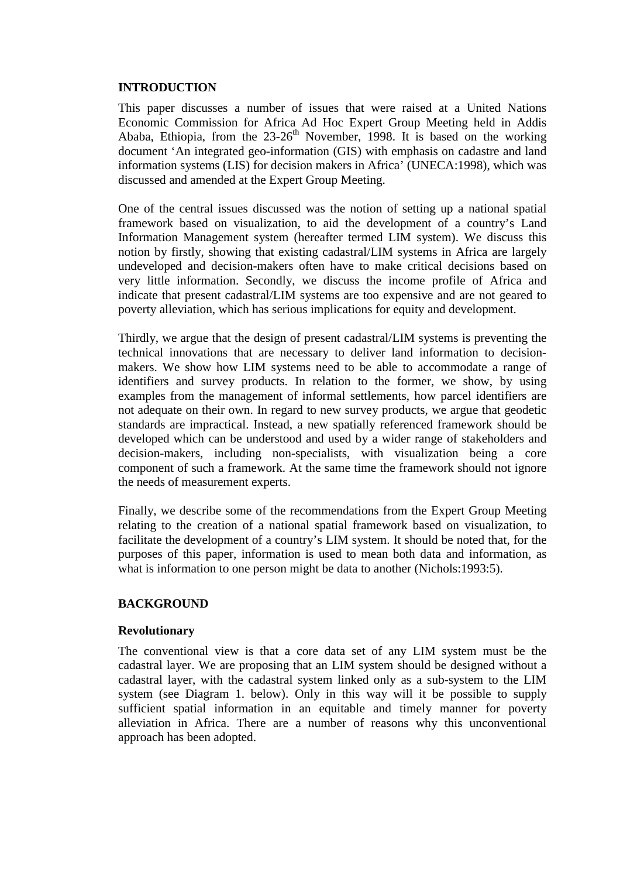## INTRODUCTION

This paper discusses a number of issues that were raised at a United Nations Economic Commission for Africa Ad Hoc Expert Group Meeting held in Addis Ababa, Ethiopia, from the 23-26$^{th}$ November, 1998. It is based on the working document 'An integrated geo-information (GIS) with emphasis on cadastre and land information systems (LIS) for decision makers in Africa' (UNECA:1998), which was discussed and amended at the Expert Group Meeting.

One of the central issues discussed was the notion of setting up a national spatial framework based on visualization, to aid the development of a country's Land Information Management system (hereafter termed LIM system). We discuss this notion by firstly, showing that existing cadastral/LIM systems in Africa are largely undeveloped and decision-makers often have to make critical decisions based on very little information. Secondly, we discuss the income profile of Africa and indicate that present cadastral/LIM systems are too expensive and are not geared to poverty alleviation, which has serious implications for equity and development.

Thirdly, we argue that the design of present cadastral/LIM systems is preventing the technical innovations that are necessary to deliver land information to decision-makers. We show how LIM systems need to be able to accommodate a range of identifiers and survey products. In relation to the former, we show, by using examples from the management of informal settlements, how parcel identifiers are not adequate on their own. In regard to new survey products, we argue that geodetic standards are impractical. Instead, a new spatially referenced framework should be developed which can be understood and used by a wider range of stakeholders and decision-makers, including non-specialists, with visualization being a core component of such a framework. At the same time the framework should not ignore the needs of measurement experts.

Finally, we describe some of the recommendations from the Expert Group Meeting relating to the creation of a national spatial framework based on visualization, to facilitate the development of a country's LIM system. It should be noted that, for the purposes of this paper, information is used to mean both data and information, as what is information to one person might be data to another (Nichols:1993:5).

## BACKGROUND

### Revolutionary

The conventional view is that a core data set of any LIM system must be the cadastral layer. We are proposing that an LIM system should be designed without a cadastral layer, with the cadastral system linked only as a sub-system to the LIM system (see Diagram 1. below). Only in this way will it be possible to supply sufficient spatial information in an equitable and timely manner for poverty alleviation in Africa. There are a number of reasons why this unconventional approach has been adopted.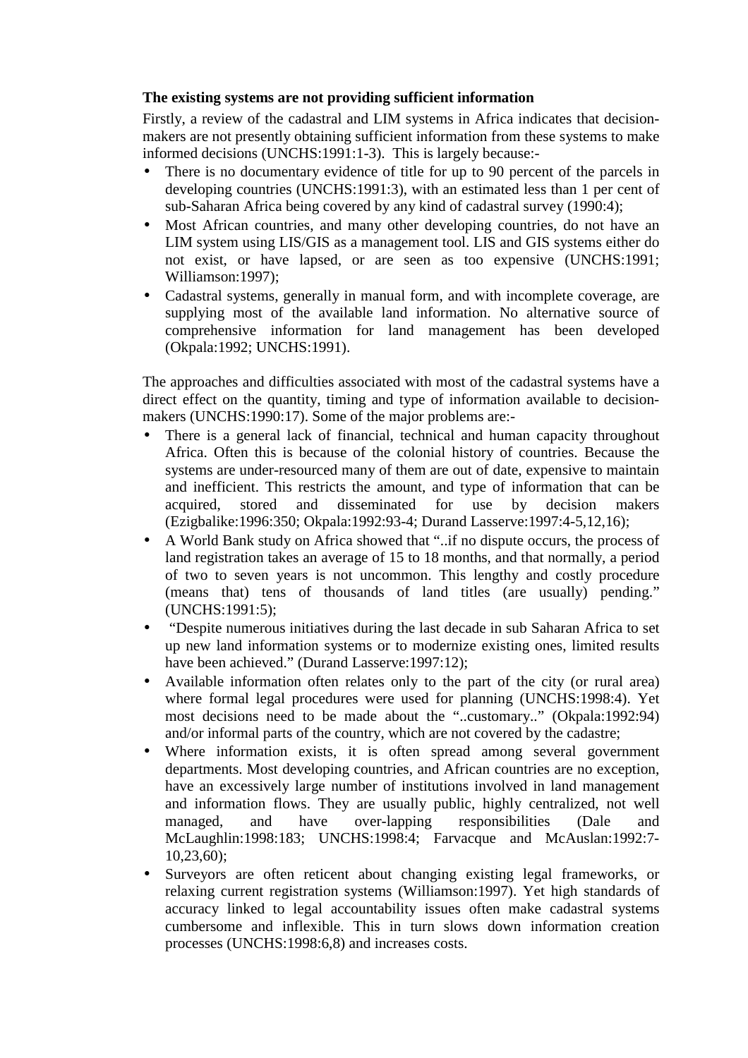**The existing systems are not providing sufficient information**

Firstly, a review of the cadastral and LIM systems in Africa indicates that decision-makers are not presently obtaining sufficient information from these systems to make informed decisions (UNCHS:1991:1-3). This is largely because:-

- There is no documentary evidence of title for up to 90 percent of the parcels in developing countries (UNCHS:1991:3), with an estimated less than 1 per cent of sub-Saharan Africa being covered by any kind of cadastral survey (1990:4);
- Most African countries, and many other developing countries, do not have an LIM system using LIS/GIS as a management tool. LIS and GIS systems either do not exist, or have lapsed, or are seen as too expensive (UNCHS:1991; Williamson:1997);
- Cadastral systems, generally in manual form, and with incomplete coverage, are supplying most of the available land information. No alternative source of comprehensive information for land management has been developed (Okpala:1992; UNCHS:1991).

The approaches and difficulties associated with most of the cadastral systems have a direct effect on the quantity, timing and type of information available to decision-makers (UNCHS:1990:17). Some of the major problems are:-

- There is a general lack of financial, technical and human capacity throughout Africa. Often this is because of the colonial history of countries. Because the systems are under-resourced many of them are out of date, expensive to maintain and inefficient. This restricts the amount, and type of information that can be acquired, stored and disseminated for use by decision makers (Ezigbalike:1996:350; Okpala:1992:93-4; Durand Lasserve:1997:4-5,12,16);
- A World Bank study on Africa showed that "..if no dispute occurs, the process of land registration takes an average of 15 to 18 months, and that normally, a period of two to seven years is not uncommon. This lengthy and costly procedure (means that) tens of thousands of land titles (are usually) pending." (UNCHS:1991:5);
- "Despite numerous initiatives during the last decade in sub Saharan Africa to set up new land information systems or to modernize existing ones, limited results have been achieved." (Durand Lasserve:1997:12);
- Available information often relates only to the part of the city (or rural area) where formal legal procedures were used for planning (UNCHS:1998:4). Yet most decisions need to be made about the "..customary.." (Okpala:1992:94) and/or informal parts of the country, which are not covered by the cadastre;
- Where information exists, it is often spread among several government departments. Most developing countries, and African countries are no exception, have an excessively large number of institutions involved in land management and information flows. They are usually public, highly centralized, not well managed, and have over-lapping responsibilities (Dale and McLaughlin:1998:183; UNCHS:1998:4; Farvacque and McAuslan:1992:7-10,23,60);
- Surveyors are often reticent about changing existing legal frameworks, or relaxing current registration systems (Williamson:1997). Yet high standards of accuracy linked to legal accountability issues often make cadastral systems cumbersome and inflexible. This in turn slows down information creation processes (UNCHS:1998:6,8) and increases costs.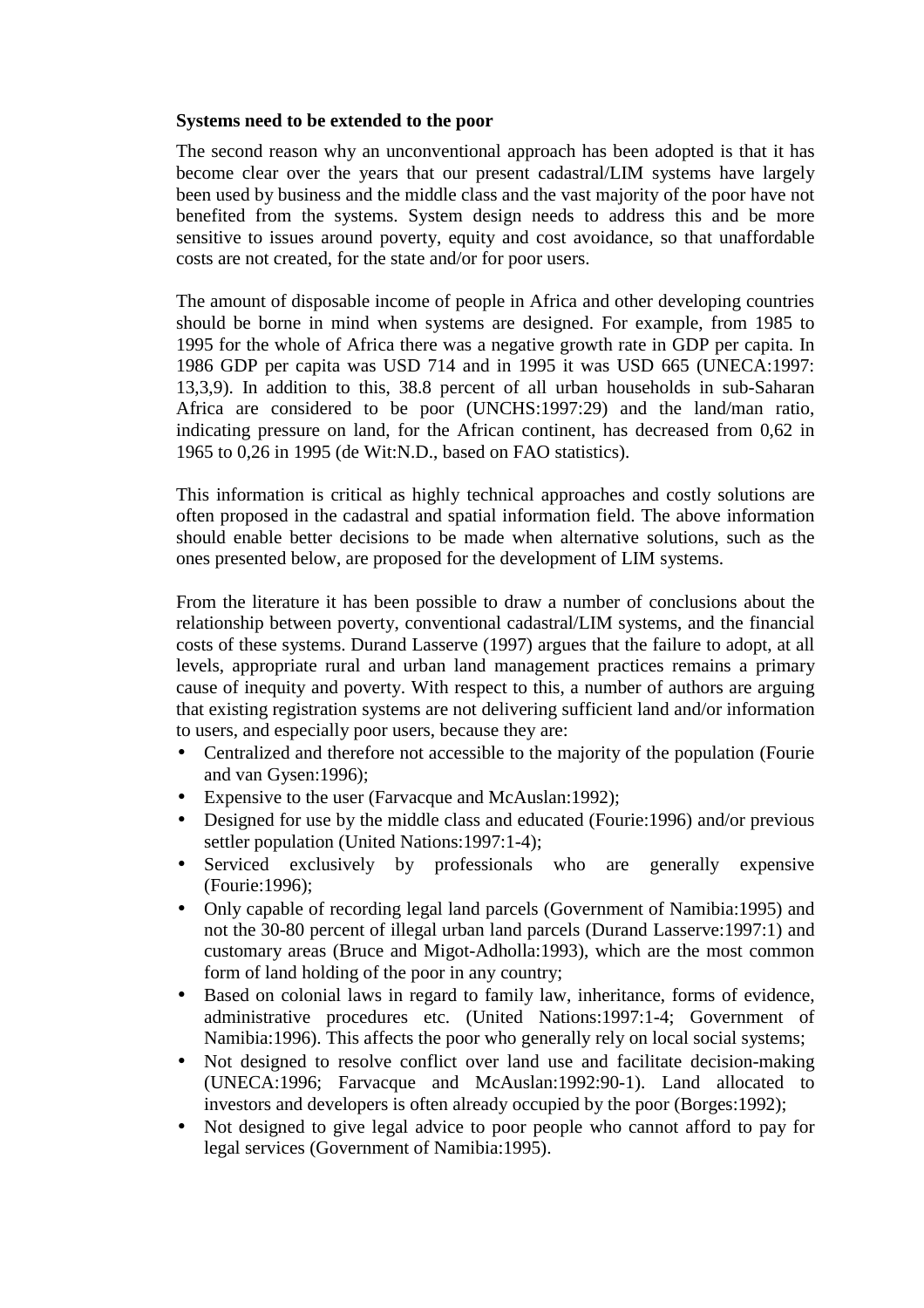**Systems need to be extended to the poor**

The second reason why an unconventional approach has been adopted is that it has become clear over the years that our present cadastral/LIM systems have largely been used by business and the middle class and the vast majority of the poor have not benefited from the systems. System design needs to address this and be more sensitive to issues around poverty, equity and cost avoidance, so that unaffordable costs are not created, for the state and/or for poor users.

The amount of disposable income of people in Africa and other developing countries should be borne in mind when systems are designed. For example, from 1985 to 1995 for the whole of Africa there was a negative growth rate in GDP per capita. In 1986 GDP per capita was USD 714 and in 1995 it was USD 665 (UNECA:1997: 13,3,9). In addition to this, 38.8 percent of all urban households in sub-Saharan Africa are considered to be poor (UNCHS:1997:29) and the land/man ratio, indicating pressure on land, for the African continent, has decreased from 0,62 in 1965 to 0,26 in 1995 (de Wit:N.D., based on FAO statistics).

This information is critical as highly technical approaches and costly solutions are often proposed in the cadastral and spatial information field. The above information should enable better decisions to be made when alternative solutions, such as the ones presented below, are proposed for the development of LIM systems.

From the literature it has been possible to draw a number of conclusions about the relationship between poverty, conventional cadastral/LIM systems, and the financial costs of these systems. Durand Lasserve (1997) argues that the failure to adopt, at all levels, appropriate rural and urban land management practices remains a primary cause of inequity and poverty. With respect to this, a number of authors are arguing that existing registration systems are not delivering sufficient land and/or information to users, and especially poor users, because they are:

- Centralized and therefore not accessible to the majority of the population (Fourie and van Gysen:1996);
- Expensive to the user (Farvacque and McAuslan:1992);
- Designed for use by the middle class and educated (Fourie:1996) and/or previous settler population (United Nations:1997:1-4);
- Serviced exclusively by professionals who are generally expensive (Fourie:1996);
- Only capable of recording legal land parcels (Government of Namibia:1995) and not the 30-80 percent of illegal urban land parcels (Durand Lasserve:1997:1) and customary areas (Bruce and Migot-Adholla:1993), which are the most common form of land holding of the poor in any country;
- Based on colonial laws in regard to family law, inheritance, forms of evidence, administrative procedures etc. (United Nations:1997:1-4; Government of Namibia:1996). This affects the poor who generally rely on local social systems;
- Not designed to resolve conflict over land use and facilitate decision-making (UNECA:1996; Farvacque and McAuslan:1992:90-1). Land allocated to investors and developers is often already occupied by the poor (Borges:1992);
- Not designed to give legal advice to poor people who cannot afford to pay for legal services (Government of Namibia:1995).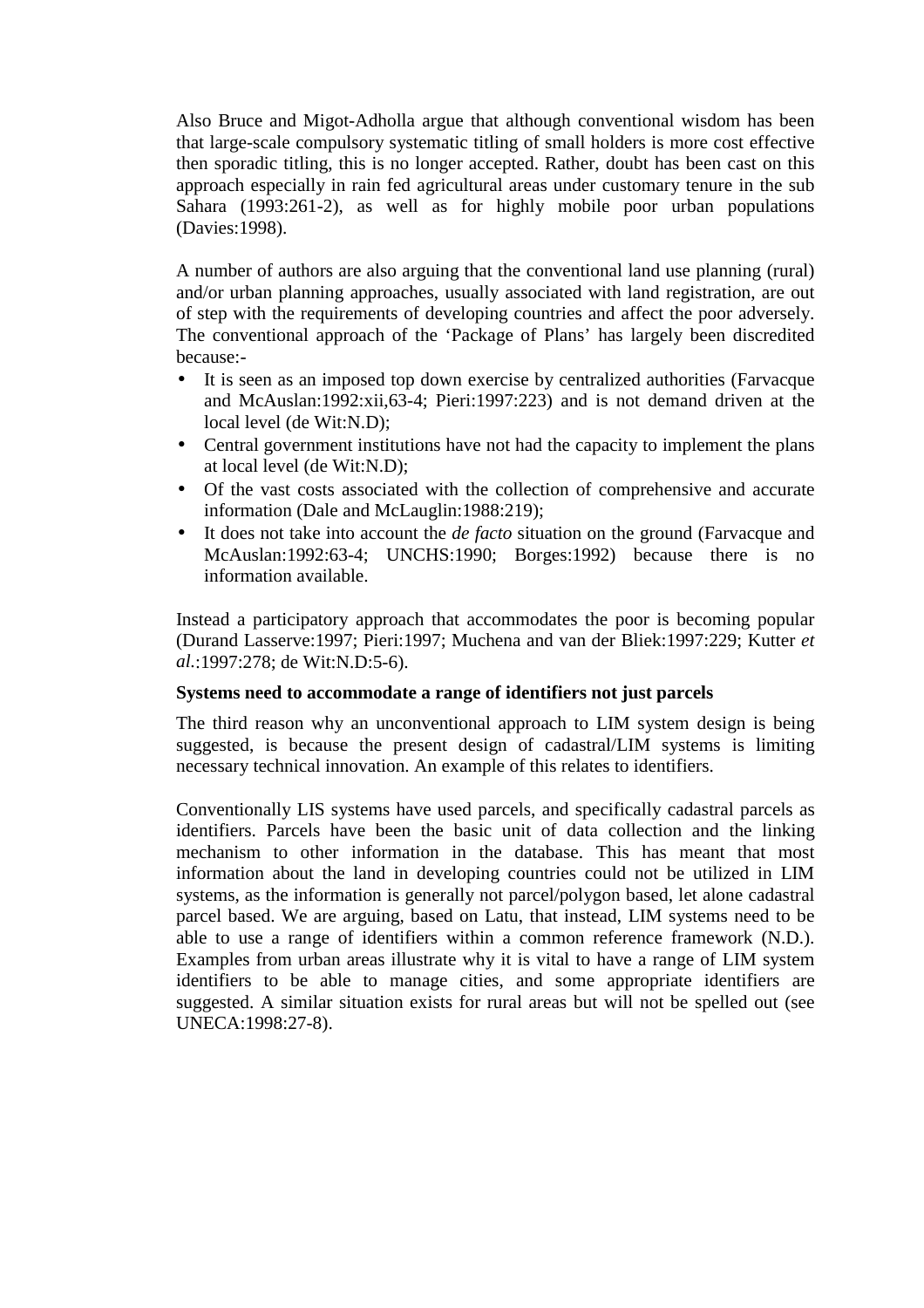Also Bruce and Migot-Adholla argue that although conventional wisdom has been that large-scale compulsory systematic titling of small holders is more cost effective then sporadic titling, this is no longer accepted. Rather, doubt has been cast on this approach especially in rain fed agricultural areas under customary tenure in the sub Sahara (1993:261-2), as well as for highly mobile poor urban populations (Davies:1998).

A number of authors are also arguing that the conventional land use planning (rural) and/or urban planning approaches, usually associated with land registration, are out of step with the requirements of developing countries and affect the poor adversely. The conventional approach of the 'Package of Plans' has largely been discredited because:-

- It is seen as an imposed top down exercise by centralized authorities (Farvacque and McAuslan:1992:xii,63-4; Pieri:1997:223) and is not demand driven at the local level (de Wit:N.D);
- Central government institutions have not had the capacity to implement the plans at local level (de Wit:N.D);
- Of the vast costs associated with the collection of comprehensive and accurate information (Dale and McLauglin:1988:219);
- It does not take into account the *de facto* situation on the ground (Farvacque and McAuslan:1992:63-4; UNCHS:1990; Borges:1992) because there is no information available.

Instead a participatory approach that accommodates the poor is becoming popular (Durand Lasserve:1997; Pieri:1997; Muchena and van der Bliek:1997:229; Kutter *et al.*:1997:278; de Wit:N.D:5-6).

**Systems need to accommodate a range of identifiers not just parcels**

The third reason why an unconventional approach to LIM system design is being suggested, is because the present design of cadastral/LIM systems is limiting necessary technical innovation. An example of this relates to identifiers.

Conventionally LIS systems have used parcels, and specifically cadastral parcels as identifiers. Parcels have been the basic unit of data collection and the linking mechanism to other information in the database. This has meant that most information about the land in developing countries could not be utilized in LIM systems, as the information is generally not parcel/polygon based, let alone cadastral parcel based. We are arguing, based on Latu, that instead, LIM systems need to be able to use a range of identifiers within a common reference framework (N.D.). Examples from urban areas illustrate why it is vital to have a range of LIM system identifiers to be able to manage cities, and some appropriate identifiers are suggested. A similar situation exists for rural areas but will not be spelled out (see UNECA:1998:27-8).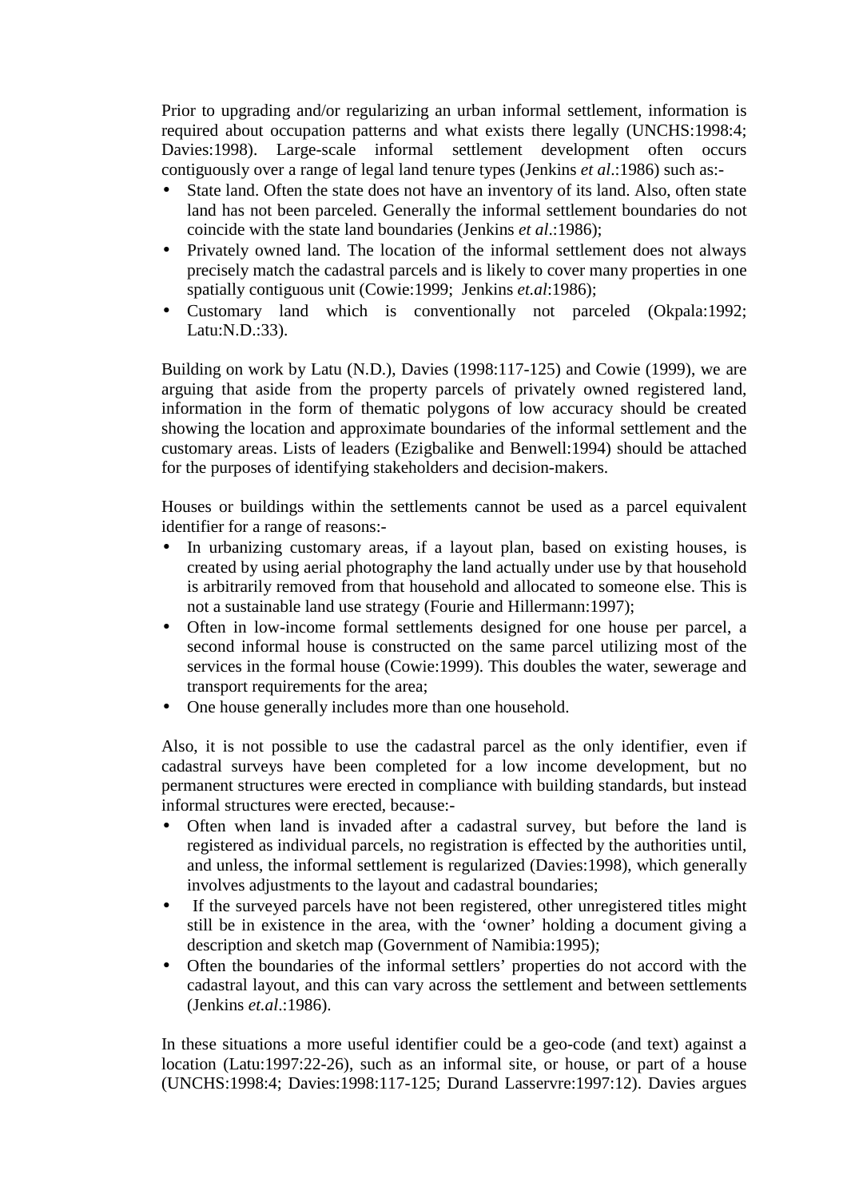Prior to upgrading and/or regularizing an urban informal settlement, information is required about occupation patterns and what exists there legally (UNCHS:1998:4; Davies:1998). Large-scale informal settlement development often occurs contiguously over a range of legal land tenure types (Jenkins *et al*.:1986) such as:-

- State land. Often the state does not have an inventory of its land. Also, often state land has not been parceled. Generally the informal settlement boundaries do not coincide with the state land boundaries (Jenkins *et al*.:1986);
- Privately owned land. The location of the informal settlement does not always precisely match the cadastral parcels and is likely to cover many properties in one spatially contiguous unit (Cowie:1999; Jenkins *et.al*:1986);
- Customary land which is conventionally not parceled (Okpala:1992; Latu:N.D.:33).

Building on work by Latu (N.D.), Davies (1998:117-125) and Cowie (1999), we are arguing that aside from the property parcels of privately owned registered land, information in the form of thematic polygons of low accuracy should be created showing the location and approximate boundaries of the informal settlement and the customary areas. Lists of leaders (Ezigbalike and Benwell:1994) should be attached for the purposes of identifying stakeholders and decision-makers.

Houses or buildings within the settlements cannot be used as a parcel equivalent identifier for a range of reasons:-

- In urbanizing customary areas, if a layout plan, based on existing houses, is created by using aerial photography the land actually under use by that household is arbitrarily removed from that household and allocated to someone else. This is not a sustainable land use strategy (Fourie and Hillermann:1997);
- Often in low-income formal settlements designed for one house per parcel, a second informal house is constructed on the same parcel utilizing most of the services in the formal house (Cowie:1999). This doubles the water, sewerage and transport requirements for the area;
- One house generally includes more than one household.

Also, it is not possible to use the cadastral parcel as the only identifier, even if cadastral surveys have been completed for a low income development, but no permanent structures were erected in compliance with building standards, but instead informal structures were erected, because:-

- Often when land is invaded after a cadastral survey, but before the land is registered as individual parcels, no registration is effected by the authorities until, and unless, the informal settlement is regularized (Davies:1998), which generally involves adjustments to the layout and cadastral boundaries;
- If the surveyed parcels have not been registered, other unregistered titles might still be in existence in the area, with the ‘owner’ holding a document giving a description and sketch map (Government of Namibia:1995);
- Often the boundaries of the informal settlers’ properties do not accord with the cadastral layout, and this can vary across the settlement and between settlements (Jenkins *et.al*.:1986).

In these situations a more useful identifier could be a geo-code (and text) against a location (Latu:1997:22-26), such as an informal site, or house, or part of a house (UNCHS:1998:4; Davies:1998:117-125; Durand Lasservre:1997:12). Davies argues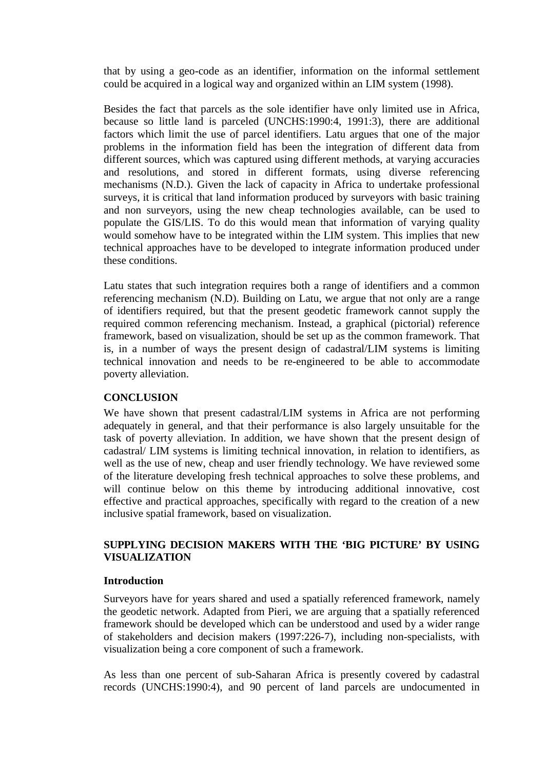that by using a geo-code as an identifier, information on the informal settlement could be acquired in a logical way and organized within an LIM system (1998).

Besides the fact that parcels as the sole identifier have only limited use in Africa, because so little land is parceled (UNCHS:1990:4, 1991:3), there are additional factors which limit the use of parcel identifiers. Latu argues that one of the major problems in the information field has been the integration of different data from different sources, which was captured using different methods, at varying accuracies and resolutions, and stored in different formats, using diverse referencing mechanisms (N.D.). Given the lack of capacity in Africa to undertake professional surveys, it is critical that land information produced by surveyors with basic training and non surveyors, using the new cheap technologies available, can be used to populate the GIS/LIS. To do this would mean that information of varying quality would somehow have to be integrated within the LIM system. This implies that new technical approaches have to be developed to integrate information produced under these conditions.

Latu states that such integration requires both a range of identifiers and a common referencing mechanism (N.D). Building on Latu, we argue that not only are a range of identifiers required, but that the present geodetic framework cannot supply the required common referencing mechanism. Instead, a graphical (pictorial) reference framework, based on visualization, should be set up as the common framework. That is, in a number of ways the present design of cadastral/LIM systems is limiting technical innovation and needs to be re-engineered to be able to accommodate poverty alleviation.

### CONCLUSION

We have shown that present cadastral/LIM systems in Africa are not performing adequately in general, and that their performance is also largely unsuitable for the task of poverty alleviation. In addition, we have shown that the present design of cadastral/ LIM systems is limiting technical innovation, in relation to identifiers, as well as the use of new, cheap and user friendly technology. We have reviewed some of the literature developing fresh technical approaches to solve these problems, and will continue below on this theme by introducing additional innovative, cost effective and practical approaches, specifically with regard to the creation of a new inclusive spatial framework, based on visualization.

## SUPPLYING DECISION MAKERS WITH THE 'BIG PICTURE' BY USING VISUALIZATION

### Introduction

Surveyors have for years shared and used a spatially referenced framework, namely the geodetic network. Adapted from Pieri, we are arguing that a spatially referenced framework should be developed which can be understood and used by a wider range of stakeholders and decision makers (1997:226-7), including non-specialists, with visualization being a core component of such a framework.

As less than one percent of sub-Saharan Africa is presently covered by cadastral records (UNCHS:1990:4), and 90 percent of land parcels are undocumented in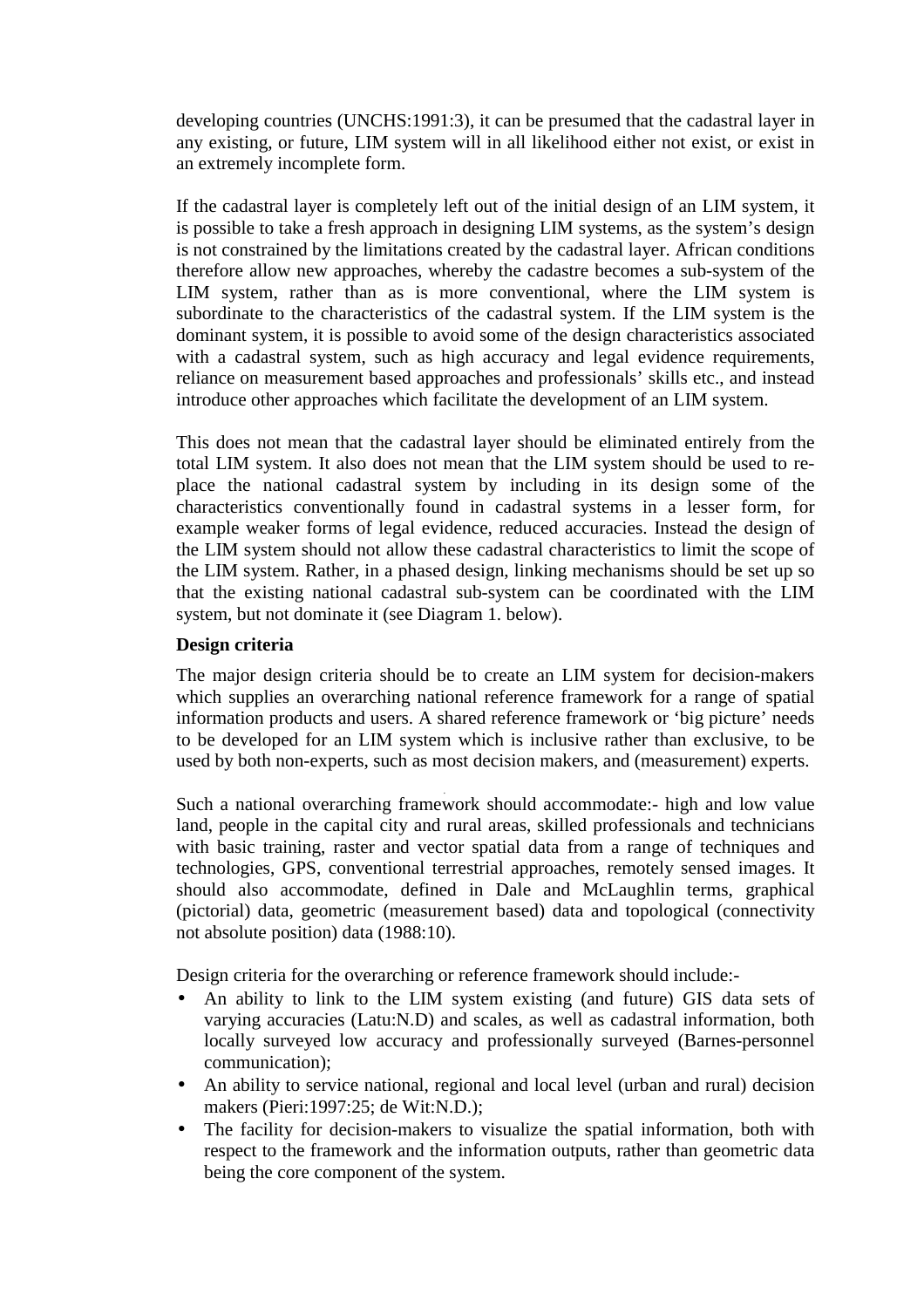developing countries (UNCHS:1991:3), it can be presumed that the cadastral layer in any existing, or future, LIM system will in all likelihood either not exist, or exist in an extremely incomplete form.

If the cadastral layer is completely left out of the initial design of an LIM system, it is possible to take a fresh approach in designing LIM systems, as the system's design is not constrained by the limitations created by the cadastral layer. African conditions therefore allow new approaches, whereby the cadastre becomes a sub-system of the LIM system, rather than as is more conventional, where the LIM system is subordinate to the characteristics of the cadastral system. If the LIM system is the dominant system, it is possible to avoid some of the design characteristics associated with a cadastral system, such as high accuracy and legal evidence requirements, reliance on measurement based approaches and professionals' skills etc., and instead introduce other approaches which facilitate the development of an LIM system.

This does not mean that the cadastral layer should be eliminated entirely from the total LIM system. It also does not mean that the LIM system should be used to re-place the national cadastral system by including in its design some of the characteristics conventionally found in cadastral systems in a lesser form, for example weaker forms of legal evidence, reduced accuracies. Instead the design of the LIM system should not allow these cadastral characteristics to limit the scope of the LIM system. Rather, in a phased design, linking mechanisms should be set up so that the existing national cadastral sub-system can be coordinated with the LIM system, but not dominate it (see Diagram 1. below).

**Design criteria**

The major design criteria should be to create an LIM system for decision-makers which supplies an overarching national reference framework for a range of spatial information products and users. A shared reference framework or 'big picture' needs to be developed for an LIM system which is inclusive rather than exclusive, to be used by both non-experts, such as most decision makers, and (measurement) experts.

Such a national overarching framework should accommodate:- high and low value land, people in the capital city and rural areas, skilled professionals and technicians with basic training, raster and vector spatial data from a range of techniques and technologies, GPS, conventional terrestrial approaches, remotely sensed images. It should also accommodate, defined in Dale and McLaughlin terms, graphical (pictorial) data, geometric (measurement based) data and topological (connectivity not absolute position) data (1988:10).

Design criteria for the overarching or reference framework should include:-

- An ability to link to the LIM system existing (and future) GIS data sets of varying accuracies (Latu:N.D) and scales, as well as cadastral information, both locally surveyed low accuracy and professionally surveyed (Barnes-personnel communication);
- An ability to service national, regional and local level (urban and rural) decision makers (Pieri:1997:25; de Wit:N.D.);
- The facility for decision-makers to visualize the spatial information, both with respect to the framework and the information outputs, rather than geometric data being the core component of the system.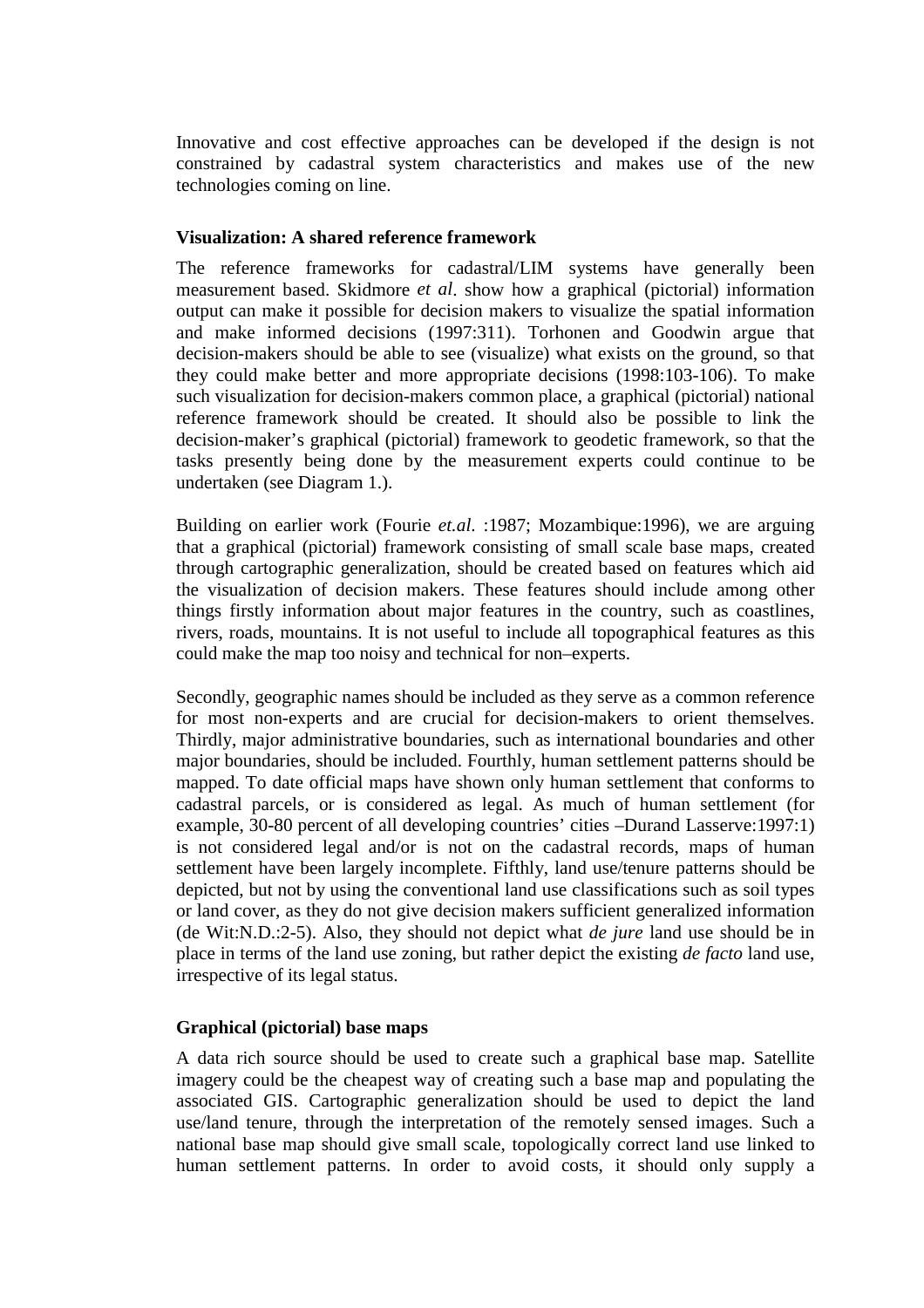Innovative and cost effective approaches can be developed if the design is not constrained by cadastral system characteristics and makes use of the new technologies coming on line.

**Visualization: A shared reference framework**

The reference frameworks for cadastral/LIM systems have generally been measurement based. Skidmore *et al*. show how a graphical (pictorial) information output can make it possible for decision makers to visualize the spatial information and make informed decisions (1997:311). Torhonen and Goodwin argue that decision-makers should be able to see (visualize) what exists on the ground, so that they could make better and more appropriate decisions (1998:103-106). To make such visualization for decision-makers common place, a graphical (pictorial) national reference framework should be created. It should also be possible to link the decision-maker's graphical (pictorial) framework to geodetic framework, so that the tasks presently being done by the measurement experts could continue to be undertaken (see Diagram 1.).

Building on earlier work (Fourie *et.al.* :1987; Mozambique:1996), we are arguing that a graphical (pictorial) framework consisting of small scale base maps, created through cartographic generalization, should be created based on features which aid the visualization of decision makers. These features should include among other things firstly information about major features in the country, such as coastlines, rivers, roads, mountains. It is not useful to include all topographical features as this could make the map too noisy and technical for non–experts.

Secondly, geographic names should be included as they serve as a common reference for most non-experts and are crucial for decision-makers to orient themselves. Thirdly, major administrative boundaries, such as international boundaries and other major boundaries, should be included. Fourthly, human settlement patterns should be mapped. To date official maps have shown only human settlement that conforms to cadastral parcels, or is considered as legal. As much of human settlement (for example, 30-80 percent of all developing countries' cities –Durand Lasserve:1997:1) is not considered legal and/or is not on the cadastral records, maps of human settlement have been largely incomplete. Fifthly, land use/tenure patterns should be depicted, but not by using the conventional land use classifications such as soil types or land cover, as they do not give decision makers sufficient generalized information (de Wit:N.D.:2-5). Also, they should not depict what *de jure* land use should be in place in terms of the land use zoning, but rather depict the existing *de facto* land use, irrespective of its legal status.

**Graphical (pictorial) base maps**

A data rich source should be used to create such a graphical base map. Satellite imagery could be the cheapest way of creating such a base map and populating the associated GIS. Cartographic generalization should be used to depict the land use/land tenure, through the interpretation of the remotely sensed images. Such a national base map should give small scale, topologically correct land use linked to human settlement patterns. In order to avoid costs, it should only supply a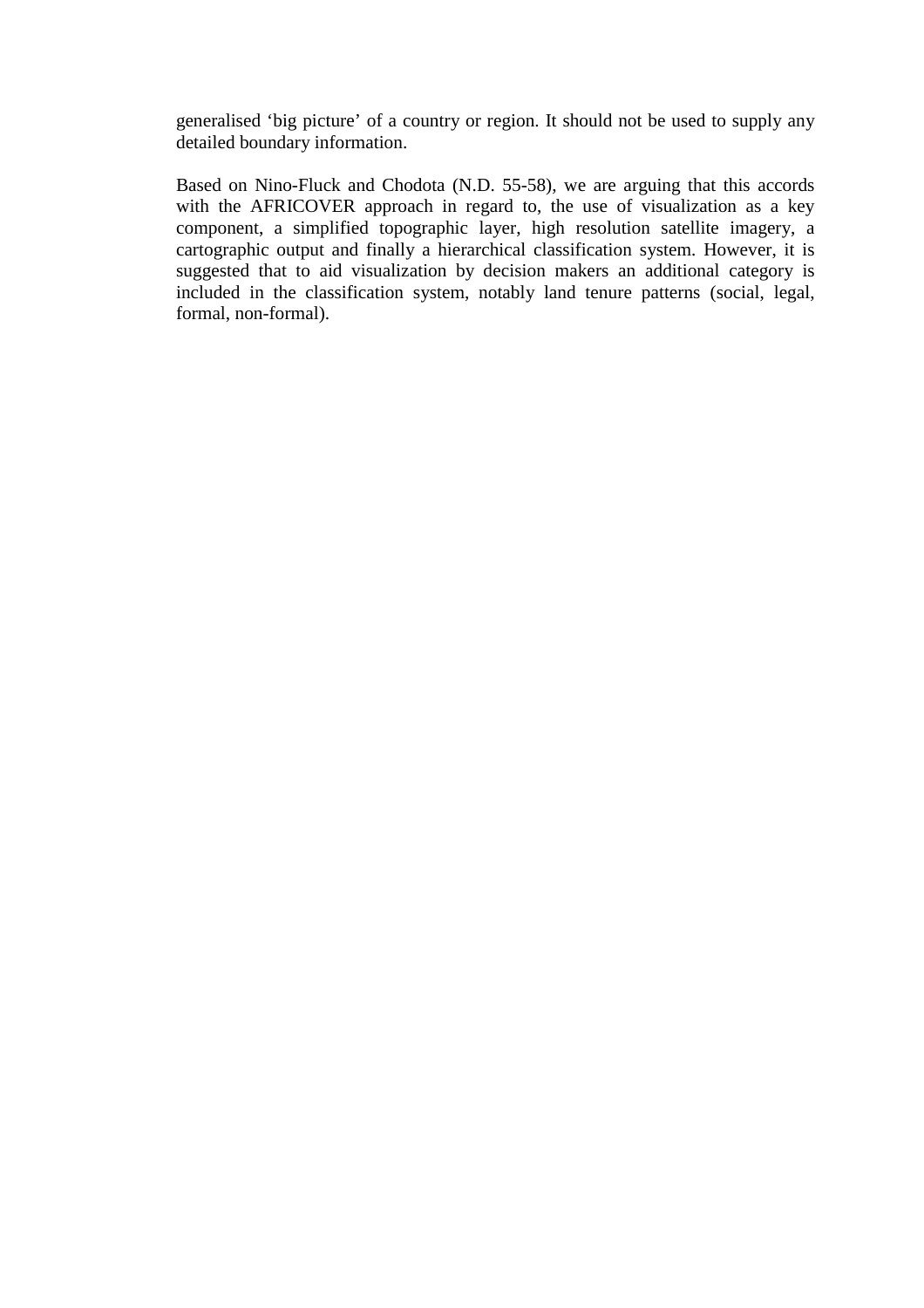generalised ‘big picture’ of a country or region. It should not be used to supply any detailed boundary information.

Based on Nino-Fluck and Chodota (N.D. 55-58), we are arguing that this accords with the AFRICOVER approach in regard to, the use of visualization as a key component, a simplified topographic layer, high resolution satellite imagery, a cartographic output and finally a hierarchical classification system. However, it is suggested that to aid visualization by decision makers an additional category is included in the classification system, notably land tenure patterns (social, legal, formal, non-formal).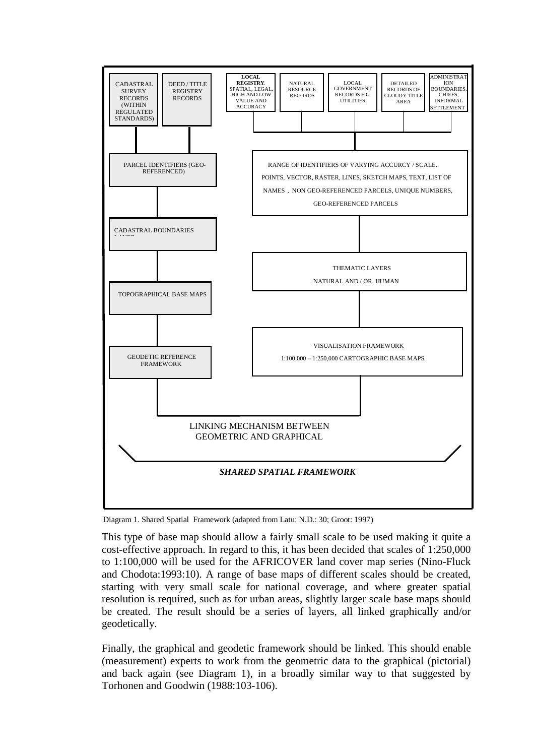CADASTRAL SURVEY RECORDS (WITHIN REGULATED STANDARDS)

DEED / TITLE REGISTRY RECORDS

**LOCAL REGISTRY.** SPATIAL, LEGAL, HIGH AND LOW VALUE AND ACCURACY

NATURAL RESOURCE RECORDS

LOCAL GOVERNMENT RECORDS E.G. UTILITIES

DETAILED RECORDS OF CLOUDY TITLE AREA

ADMINISTRATION BOUNDARIES. CHIEFS, INFORMAL SETTLEMENT

PARCEL IDENTIFIERS (GEO-REFERENCED)

RANGE OF IDENTIFIERS OF VARYING ACCURCY / SCALE. POINTS, VECTOR, RASTER, LINES, SKETCH MAPS, TEXT, LIST OF NAMES , NON GEO-REFERENCED PARCELS, UNIQUE NUMBERS, GEO-REFERENCED PARCELS

CADASTRAL BOUNDARIES

THEMATIC LAYERS NATURAL AND / OR HUMAN

TOPOGRAPHICAL BASE MAPS

VISUALISATION FRAMEWORK 1:100,000 – 1:250,000 CARTOGRAPHIC BASE MAPS

GEODETIC REFERENCE FRAMEWORK

LINKING MECHANISM BETWEEN GEOMETRIC AND GRAPHICAL

***SHARED SPATIAL FRAMEWORK***

Diagram 1. Shared Spatial Framework (adapted from Latu: N.D.: 30; Groot: 1997)

This type of base map should allow a fairly small scale to be used making it quite a cost-effective approach. In regard to this, it has been decided that scales of 1:250,000 to 1:100,000 will be used for the AFRICOVER land cover map series (Nino-Fluck and Chodota:1993:10). A range of base maps of different scales should be created, starting with very small scale for national coverage, and where greater spatial resolution is required, such as for urban areas, slightly larger scale base maps should be created. The result should be a series of layers, all linked graphically and/or geodetically.

Finally, the graphical and geodetic framework should be linked. This should enable (measurement) experts to work from the geometric data to the graphical (pictorial) and back again (see Diagram 1), in a broadly similar way to that suggested by Torhonen and Goodwin (1988:103-106).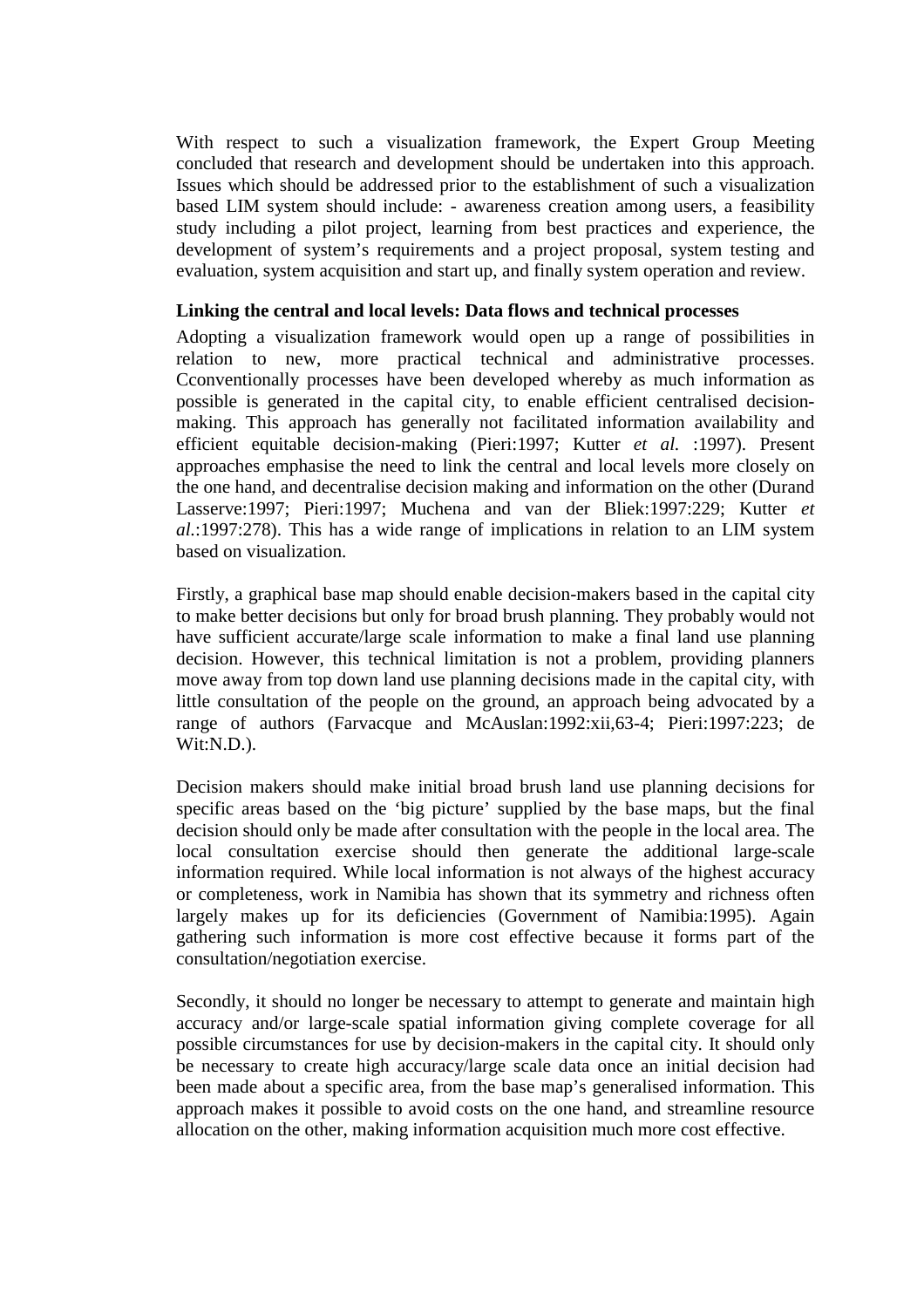With respect to such a visualization framework, the Expert Group Meeting concluded that research and development should be undertaken into this approach. Issues which should be addressed prior to the establishment of such a visualization based LIM system should include: - awareness creation among users, a feasibility study including a pilot project, learning from best practices and experience, the development of system's requirements and a project proposal, system testing and evaluation, system acquisition and start up, and finally system operation and review.

**Linking the central and local levels: Data flows and technical processes**

Adopting a visualization framework would open up a range of possibilities in relation to new, more practical technical and administrative processes. Cconventionally processes have been developed whereby as much information as possible is generated in the capital city, to enable efficient centralised decision-making. This approach has generally not facilitated information availability and efficient equitable decision-making (Pieri:1997; Kutter *et al.* :1997). Present approaches emphasise the need to link the central and local levels more closely on the one hand, and decentralise decision making and information on the other (Durand Lasserve:1997; Pieri:1997; Muchena and van der Bliek:1997:229; Kutter *et al.*:1997:278). This has a wide range of implications in relation to an LIM system based on visualization.

Firstly, a graphical base map should enable decision-makers based in the capital city to make better decisions but only for broad brush planning. They probably would not have sufficient accurate/large scale information to make a final land use planning decision. However, this technical limitation is not a problem, providing planners move away from top down land use planning decisions made in the capital city, with little consultation of the people on the ground, an approach being advocated by a range of authors (Farvacque and McAuslan:1992:xii,63-4; Pieri:1997:223; de Wit:N.D.).

Decision makers should make initial broad brush land use planning decisions for specific areas based on the 'big picture' supplied by the base maps, but the final decision should only be made after consultation with the people in the local area. The local consultation exercise should then generate the additional large-scale information required. While local information is not always of the highest accuracy or completeness, work in Namibia has shown that its symmetry and richness often largely makes up for its deficiencies (Government of Namibia:1995). Again gathering such information is more cost effective because it forms part of the consultation/negotiation exercise.

Secondly, it should no longer be necessary to attempt to generate and maintain high accuracy and/or large-scale spatial information giving complete coverage for all possible circumstances for use by decision-makers in the capital city. It should only be necessary to create high accuracy/large scale data once an initial decision had been made about a specific area, from the base map's generalised information. This approach makes it possible to avoid costs on the one hand, and streamline resource allocation on the other, making information acquisition much more cost effective.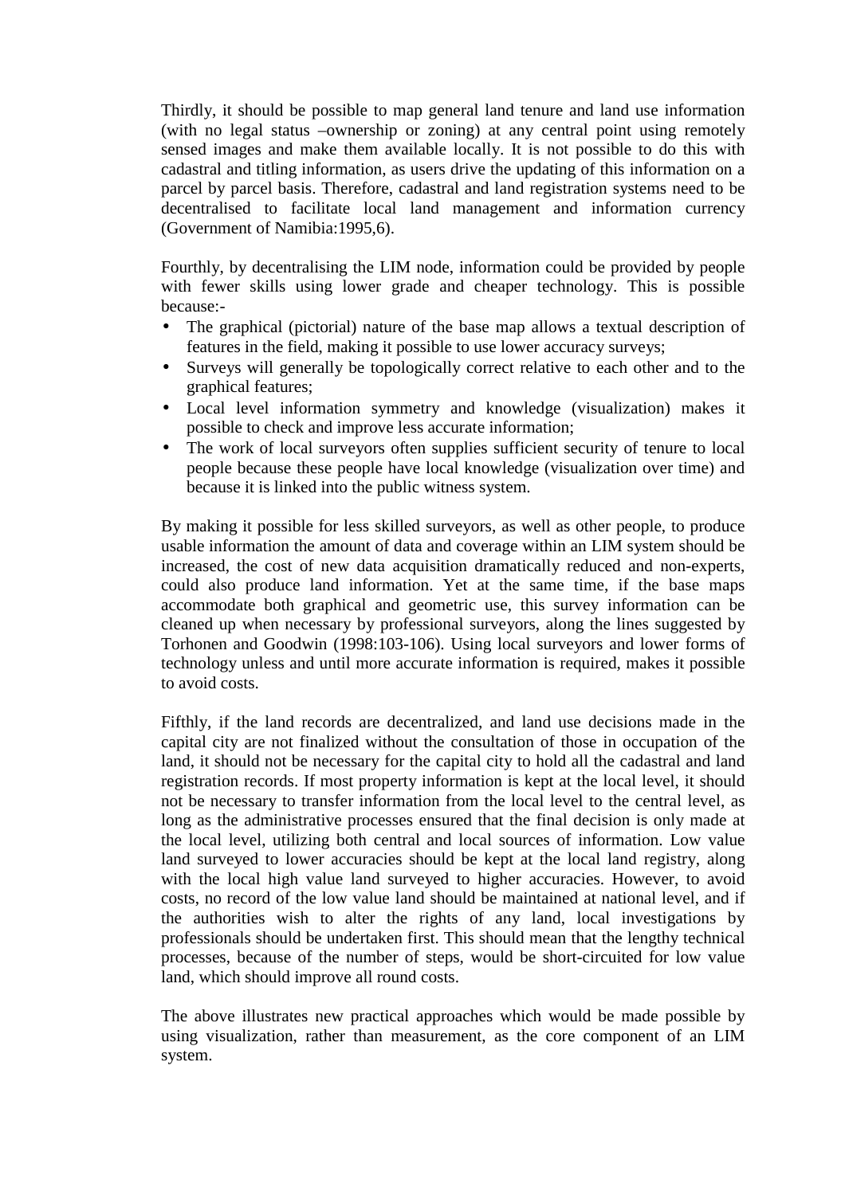Thirdly, it should be possible to map general land tenure and land use information (with no legal status –ownership or zoning) at any central point using remotely sensed images and make them available locally. It is not possible to do this with cadastral and titling information, as users drive the updating of this information on a parcel by parcel basis. Therefore, cadastral and land registration systems need to be decentralised to facilitate local land management and information currency (Government of Namibia:1995,6).

Fourthly, by decentralising the LIM node, information could be provided by people with fewer skills using lower grade and cheaper technology. This is possible because:-

- The graphical (pictorial) nature of the base map allows a textual description of features in the field, making it possible to use lower accuracy surveys;
- Surveys will generally be topologically correct relative to each other and to the graphical features;
- Local level information symmetry and knowledge (visualization) makes it possible to check and improve less accurate information;
- The work of local surveyors often supplies sufficient security of tenure to local people because these people have local knowledge (visualization over time) and because it is linked into the public witness system.

By making it possible for less skilled surveyors, as well as other people, to produce usable information the amount of data and coverage within an LIM system should be increased, the cost of new data acquisition dramatically reduced and non-experts, could also produce land information. Yet at the same time, if the base maps accommodate both graphical and geometric use, this survey information can be cleaned up when necessary by professional surveyors, along the lines suggested by Torhonen and Goodwin (1998:103-106). Using local surveyors and lower forms of technology unless and until more accurate information is required, makes it possible to avoid costs.

Fifthly, if the land records are decentralized, and land use decisions made in the capital city are not finalized without the consultation of those in occupation of the land, it should not be necessary for the capital city to hold all the cadastral and land registration records. If most property information is kept at the local level, it should not be necessary to transfer information from the local level to the central level, as long as the administrative processes ensured that the final decision is only made at the local level, utilizing both central and local sources of information. Low value land surveyed to lower accuracies should be kept at the local land registry, along with the local high value land surveyed to higher accuracies. However, to avoid costs, no record of the low value land should be maintained at national level, and if the authorities wish to alter the rights of any land, local investigations by professionals should be undertaken first. This should mean that the lengthy technical processes, because of the number of steps, would be short-circuited for low value land, which should improve all round costs.

The above illustrates new practical approaches which would be made possible by using visualization, rather than measurement, as the core component of an LIM system.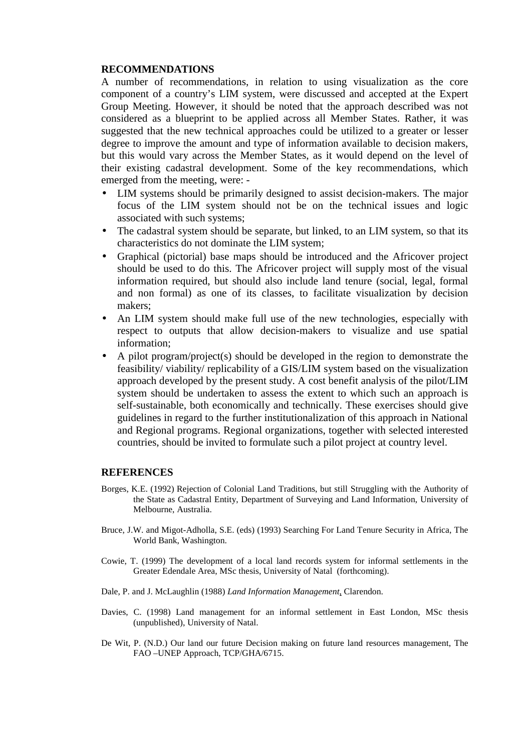## RECOMMENDATIONS

A number of recommendations, in relation to using visualization as the core component of a country's LIM system, were discussed and accepted at the Expert Group Meeting. However, it should be noted that the approach described was not considered as a blueprint to be applied across all Member States. Rather, it was suggested that the new technical approaches could be utilized to a greater or lesser degree to improve the amount and type of information available to decision makers, but this would vary across the Member States, as it would depend on the level of their existing cadastral development. Some of the key recommendations, which emerged from the meeting, were: -

- LIM systems should be primarily designed to assist decision-makers. The major focus of the LIM system should not be on the technical issues and logic associated with such systems;
- The cadastral system should be separate, but linked, to an LIM system, so that its characteristics do not dominate the LIM system;
- Graphical (pictorial) base maps should be introduced and the Africover project should be used to do this. The Africover project will supply most of the visual information required, but should also include land tenure (social, legal, formal and non formal) as one of its classes, to facilitate visualization by decision makers;
- An LIM system should make full use of the new technologies, especially with respect to outputs that allow decision-makers to visualize and use spatial information;
- A pilot program/project(s) should be developed in the region to demonstrate the feasibility/ viability/ replicability of a GIS/LIM system based on the visualization approach developed by the present study. A cost benefit analysis of the pilot/LIM system should be undertaken to assess the extent to which such an approach is self-sustainable, both economically and technically. These exercises should give guidelines in regard to the further institutionalization of this approach in National and Regional programs. Regional organizations, together with selected interested countries, should be invited to formulate such a pilot project at country level.

## REFERENCES

Borges, K.E. (1992) Rejection of Colonial Land Traditions, but still Struggling with the Authority of the State as Cadastral Entity, Department of Surveying and Land Information, University of Melbourne, Australia.

Bruce, J.W. and Migot-Adholla, S.E. (eds) (1993) Searching For Land Tenure Security in Africa, The World Bank, Washington.

Cowie, T. (1999) The development of a local land records system for informal settlements in the Greater Edendale Area, MSc thesis, University of Natal (forthcoming).

Dale, P. and J. McLaughlin (1988) *Land Information Management*, Clarendon.

Davies, C. (1998) Land management for an informal settlement in East London, MSc thesis (unpublished), University of Natal.

De Wit, P. (N.D.) Our land our future Decision making on future land resources management, The FAO –UNEP Approach, TCP/GHA/6715.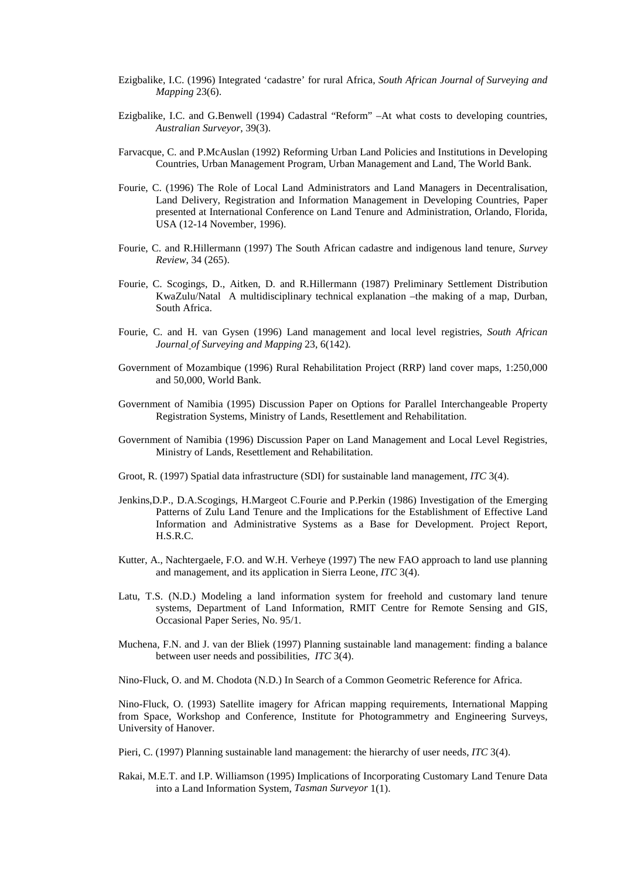Ezigbalike, I.C. (1996) Integrated 'cadastre' for rural Africa, *South African Journal of Surveying and Mapping* 23(6).

Ezigbalike, I.C. and G.Benwell (1994) Cadastral "Reform" –At what costs to developing countries, *Australian Surveyor*, 39(3).

Farvacque, C. and P.McAuslan (1992) Reforming Urban Land Policies and Institutions in Developing Countries, Urban Management Program, Urban Management and Land, The World Bank.

Fourie, C. (1996) The Role of Local Land Administrators and Land Managers in Decentralisation, Land Delivery, Registration and Information Management in Developing Countries, Paper presented at International Conference on Land Tenure and Administration, Orlando, Florida, USA (12-14 November, 1996).

Fourie, C. and R.Hillermann (1997) The South African cadastre and indigenous land tenure, *Survey Review*, 34 (265).

Fourie, C. Scogings, D., Aitken, D. and R.Hillermann (1987) Preliminary Settlement Distribution KwaZulu/Natal A multidisciplinary technical explanation –the making of a map, Durban, South Africa.

Fourie, C. and H. van Gysen (1996) Land management and local level registries, *South African Journal of Surveying and Mapping* 23, 6(142).

Government of Mozambique (1996) Rural Rehabilitation Project (RRP) land cover maps, 1:250,000 and 50,000, World Bank.

Government of Namibia (1995) Discussion Paper on Options for Parallel Interchangeable Property Registration Systems, Ministry of Lands, Resettlement and Rehabilitation.

Government of Namibia (1996) Discussion Paper on Land Management and Local Level Registries, Ministry of Lands, Resettlement and Rehabilitation.

Groot, R. (1997) Spatial data infrastructure (SDI) for sustainable land management, *ITC* 3(4).

Jenkins,D.P., D.A.Scogings, H.Margeot C.Fourie and P.Perkin (1986) Investigation of the Emerging Patterns of Zulu Land Tenure and the Implications for the Establishment of Effective Land Information and Administrative Systems as a Base for Development. Project Report, H.S.R.C.

Kutter, A., Nachtergaele, F.O. and W.H. Verheye (1997) The new FAO approach to land use planning and management, and its application in Sierra Leone, *ITC* 3(4).

Latu, T.S. (N.D.) Modeling a land information system for freehold and customary land tenure systems, Department of Land Information, RMIT Centre for Remote Sensing and GIS, Occasional Paper Series, No. 95/1.

Muchena, F.N. and J. van der Bliek (1997) Planning sustainable land management: finding a balance between user needs and possibilities, *ITC* 3(4).

Nino-Fluck, O. and M. Chodota (N.D.) In Search of a Common Geometric Reference for Africa.

Nino-Fluck, O. (1993) Satellite imagery for African mapping requirements, International Mapping from Space, Workshop and Conference, Institute for Photogrammetry and Engineering Surveys, University of Hanover.

Pieri, C. (1997) Planning sustainable land management: the hierarchy of user needs, *ITC* 3(4).

Rakai, M.E.T. and I.P. Williamson (1995) Implications of Incorporating Customary Land Tenure Data into a Land Information System, *Tasman Surveyor* 1(1).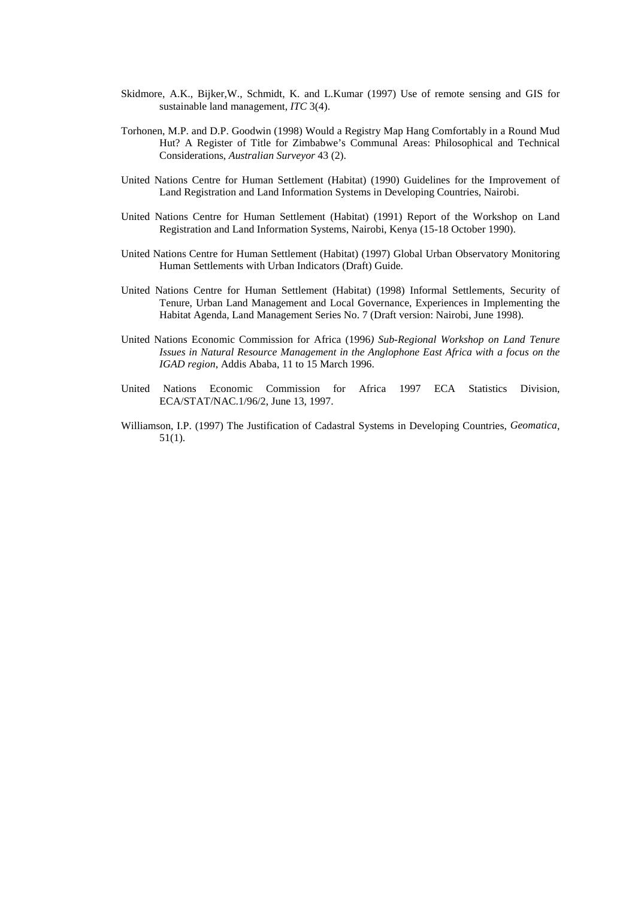Skidmore, A.K., Bijker,W., Schmidt, K. and L.Kumar (1997) Use of remote sensing and GIS for sustainable land management, *ITC* 3(4).

Torhonen, M.P. and D.P. Goodwin (1998) Would a Registry Map Hang Comfortably in a Round Mud Hut? A Register of Title for Zimbabwe's Communal Areas: Philosophical and Technical Considerations, *Australian Surveyor* 43 (2).

United Nations Centre for Human Settlement (Habitat) (1990) Guidelines for the Improvement of Land Registration and Land Information Systems in Developing Countries, Nairobi.

United Nations Centre for Human Settlement (Habitat) (1991) Report of the Workshop on Land Registration and Land Information Systems, Nairobi, Kenya (15-18 October 1990).

United Nations Centre for Human Settlement (Habitat) (1997) Global Urban Observatory Monitoring Human Settlements with Urban Indicators (Draft) Guide.

United Nations Centre for Human Settlement (Habitat) (1998) Informal Settlements, Security of Tenure, Urban Land Management and Local Governance, Experiences in Implementing the Habitat Agenda, Land Management Series No. 7 (Draft version: Nairobi, June 1998).

United Nations Economic Commission for Africa (1996*) Sub-Regional Workshop on Land Tenure Issues in Natural Resource Management in the Anglophone East Africa with a focus on the IGAD region*, Addis Ababa, 11 to 15 March 1996.

United Nations Economic Commission for Africa 1997 ECA Statistics Division, ECA/STAT/NAC.1/96/2, June 13, 1997.

Williamson, I.P. (1997) The Justification of Cadastral Systems in Developing Countries, *Geomatica*, 51(1).